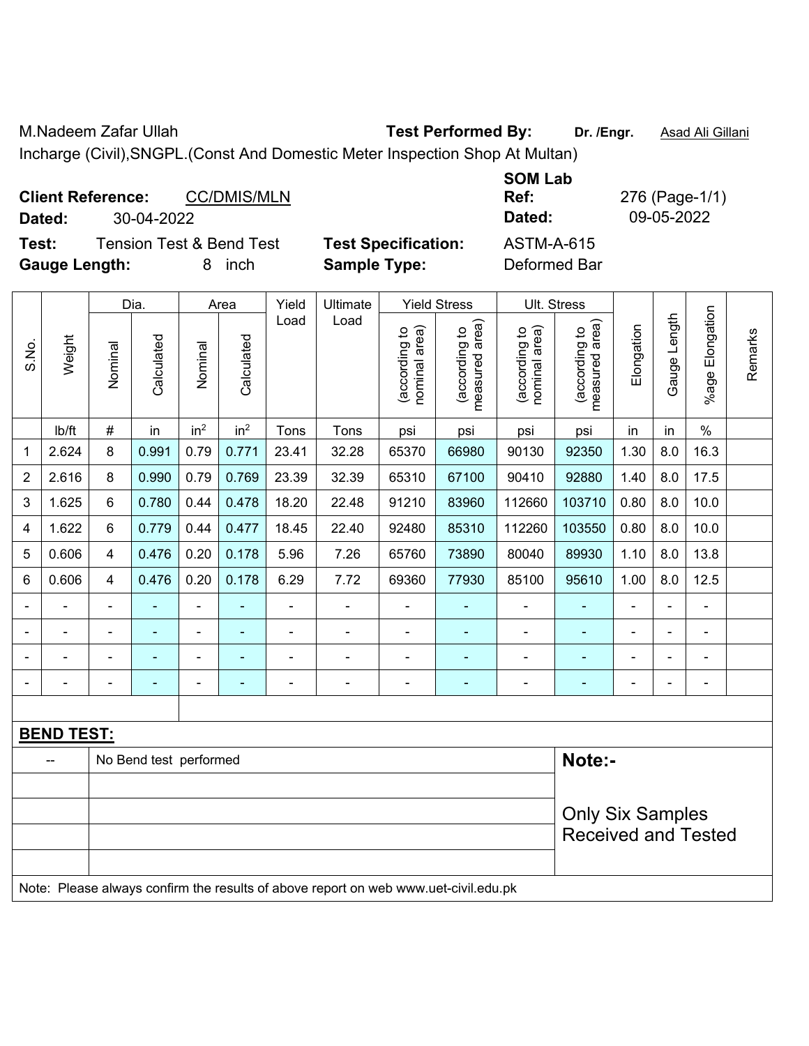M.Nadeem Zafar Ullah **Test Performed By:** **Dr. /Engr.** Asad Ali Gillani

Incharge (Civil),SNGPL.(Const And Domestic Meter Inspection Shop At Multan)

**Client Reference:** CC/DMIS/MLN

**Dated:** 30-04-2022

**SOM Lab Ref:** 276 (Page-1/1)

**Dated:** 09-05-2022

**Test:** Tension Test & Bend Test **Test Specification:** ASTM-A-615

**Gauge Length:** 8 inch **Sample Type:** Deformed Bar

| S.No. | Weight | Dia. | | Area | | Yield Load | Ultimate Load | Yield Stress | | Ult. Stress | | Elongation | Gauge Length | %age Elongation | Remarks |
|---|---|---|---|---|---|---|---|---|---|---|---|---|---|---|---|
| | | Nominal | Calculated | Nominal | Calculated | | | (according to nominal area) | (according to measured area) | (according to nominal area) | (according to measured area) | | | | |
| | lb/ft | # | in | in$^2$ | in$^2$ | Tons | Tons | psi | psi | psi | psi | in | in | % | |
| 1 | 2.624 | 8 | 0.991 | 0.79 | 0.771 | 23.41 | 32.28 | 65370 | 66980 | 90130 | 92350 | 1.30 | 8.0 | 16.3 | |
| 2 | 2.616 | 8 | 0.990 | 0.79 | 0.769 | 23.39 | 32.39 | 65310 | 67100 | 90410 | 92880 | 1.40 | 8.0 | 17.5 | |
| 3 | 1.625 | 6 | 0.780 | 0.44 | 0.478 | 18.20 | 22.48 | 91210 | 83960 | 112660 | 103710 | 0.80 | 8.0 | 10.0 | |
| 4 | 1.622 | 6 | 0.779 | 0.44 | 0.477 | 18.45 | 22.40 | 92480 | 85310 | 112260 | 103550 | 0.80 | 8.0 | 10.0 | |
| 5 | 0.606 | 4 | 0.476 | 0.20 | 0.178 | 5.96 | 7.26 | 65760 | 73890 | 80040 | 89930 | 1.10 | 8.0 | 13.8 | |
| 6 | 0.606 | 4 | 0.476 | 0.20 | 0.178 | 6.29 | 7.72 | 69360 | 77930 | 85100 | 95610 | 1.00 | 8.0 | 12.5 | |
| - | - | - | - | - | - | - | - | - | - | - | - | - | - | - | |
| - | - | - | - | - | - | - | - | - | - | - | - | - | - | - | |
| - | - | - | - | - | - | - | - | - | - | - | - | - | - | - | |
| - | - | - | - | - | - | - | - | - | - | - | - | - | - | - | |

**BEND TEST:**

| | | |
|---|---|---|
| -- | No Bend test performed | **Note:-** Only Six Samples Received and Tested |

Note: Please always confirm the results of above report on web www.uet-civil.edu.pk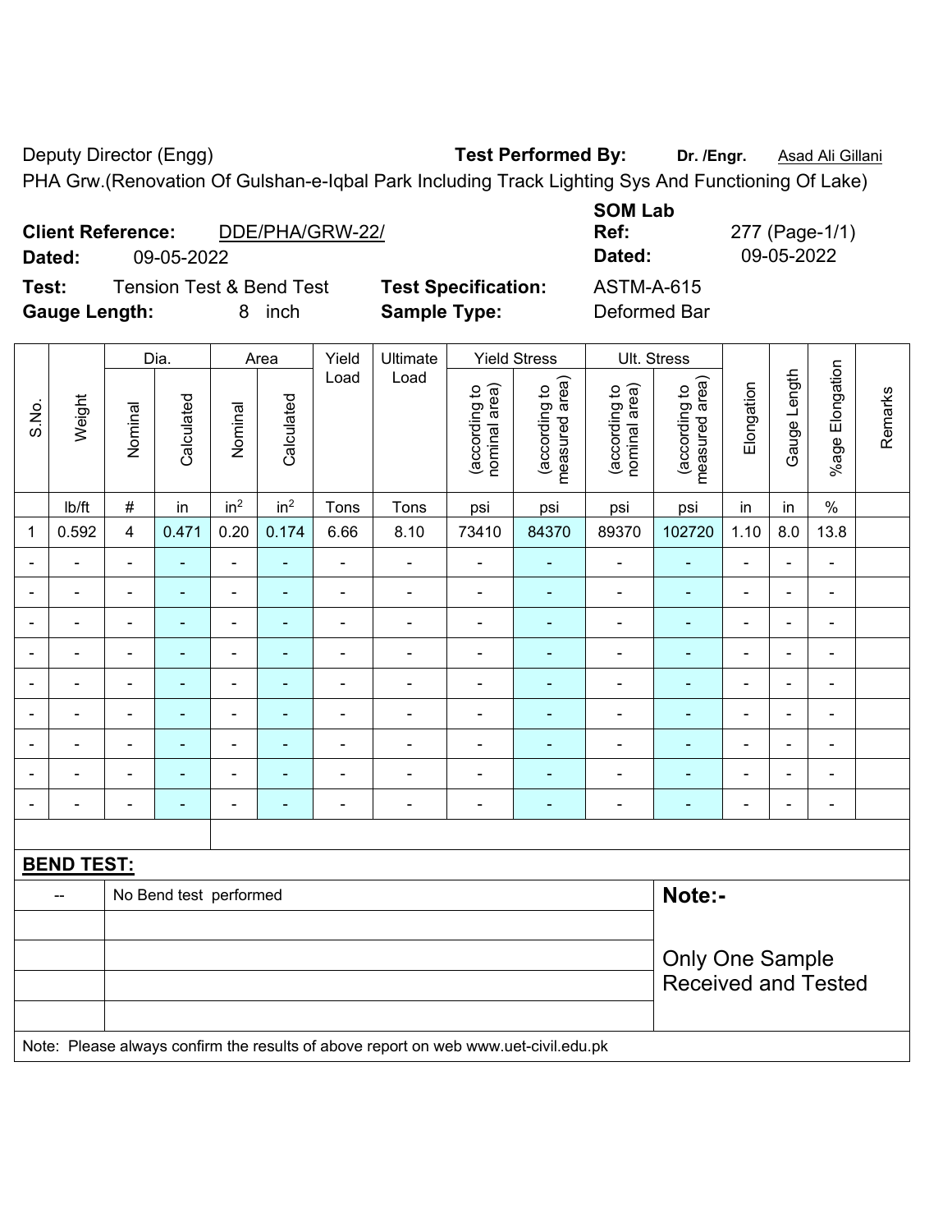Deputy Director (Engg) **Test Performed By:** **Dr. /Engr.** Asad Ali Gillani

PHA Grw.(Renovation Of Gulshan-e-Iqbal Park Including Track Lighting Sys And Functioning Of Lake)

**Client Reference:** DDE/PHA/GRW-22/  
**Dated:** 09-05-2022

**SOM Lab Ref:** 277 (Page-1/1)  
**Dated:** 09-05-2022

**Test:** Tension Test & Bend Test  
**Test Specification:** ASTM-A-615  
**Gauge Length:** 8 inch  
**Sample Type:** Deformed Bar

| S.No. | Weight | Dia. | | Area | | Yield Load | Ultimate Load | Yield Stress | | Ult. Stress | | Elongation | Gauge Length | %age Elongation | Remarks |
|---|---|---|---|---|---|---|---|---|---|---|---|---|---|---|---|
| | | Nominal | Calculated | Nominal | Calculated | | | (according to nominal area) | (according to measured area) | (according to nominal area) | (according to measured area) | | | | |
| | lb/ft | # | in | $in^2$ | $in^2$ | Tons | Tons | psi | psi | psi | psi | in | in | % | |
| 1 | 0.592 | 4 | 0.471 | 0.20 | 0.174 | 6.66 | 8.10 | 73410 | 84370 | 89370 | 102720 | 1.10 | 8.0 | 13.8 | |
| - | - | - | - | - | - | - | - | - | - | - | - | - | - | - | |
| - | - | - | - | - | - | - | - | - | - | - | - | - | - | - | |
| - | - | - | - | - | - | - | - | - | - | - | - | - | - | - | |
| - | - | - | - | - | - | - | - | - | - | - | - | - | - | - | |
| - | - | - | - | - | - | - | - | - | - | - | - | - | - | - | |
| - | - | - | - | - | - | - | - | - | - | - | - | - | - | - | |
| - | - | - | - | - | - | - | - | - | - | - | - | - | - | - | |
| - | - | - | - | - | - | - | - | - | - | - | - | - | - | - | |
| - | - | - | - | - | - | - | - | - | - | - | - | - | - | - | |

**BEND TEST:**

| | |
|---|---|
| -- | No Bend test performed |

**Note:-**

Only One Sample Received and Tested

Note: Please always confirm the results of above report on web www.uet-civil.edu.pk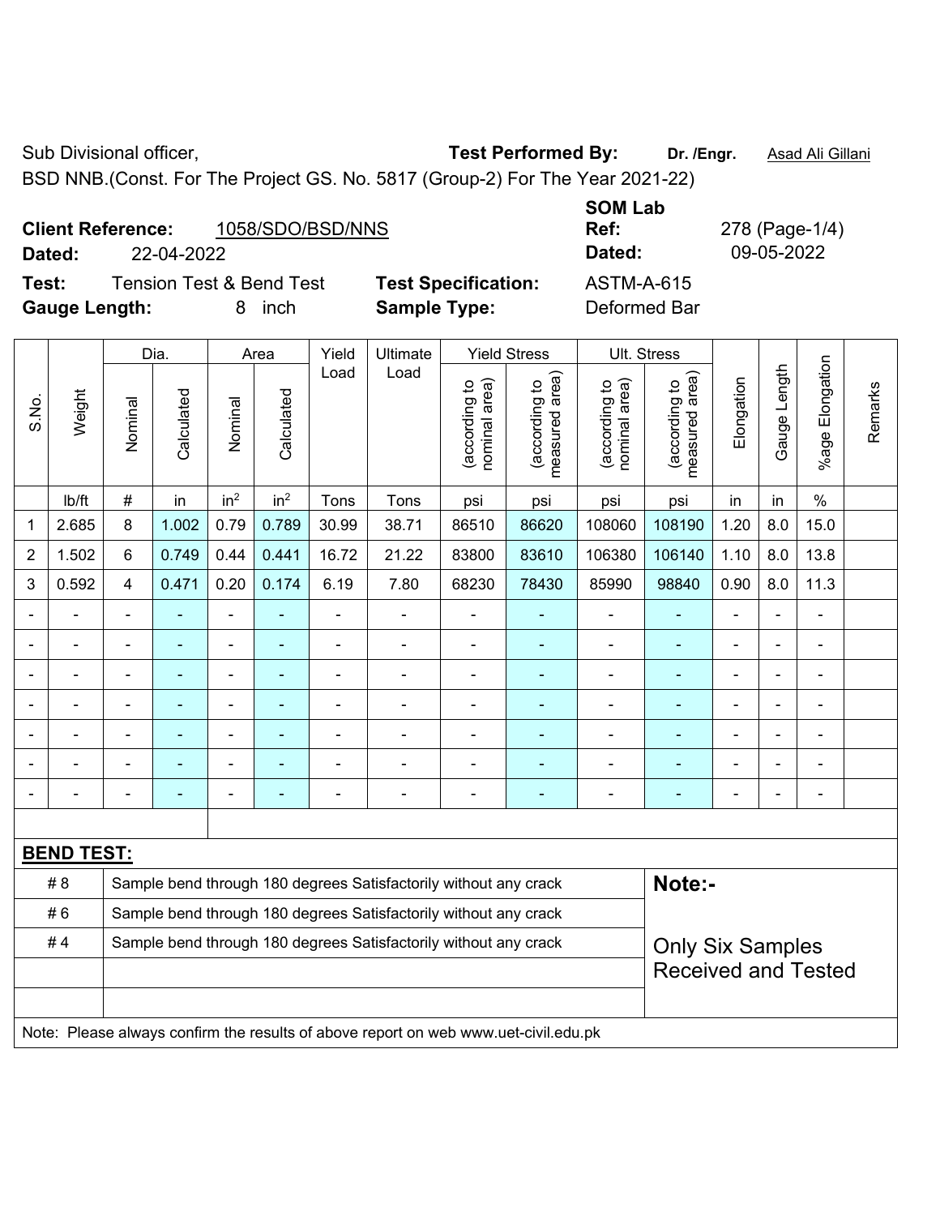Sub Divisional officer, **Test Performed By:** **Dr. /Engr.** Asad Ali Gillani

BSD NNB.(Const. For The Project GS. No. 5817 (Group-2) For The Year 2021-22)

**Client Reference:** 1058/SDO/BSD/NNS **SOM Lab Ref:** 278 (Page-1/4)

**Dated:** 22-04-2022 **Dated:** 09-05-2022

**Test:** Tension Test & Bend Test **Test Specification:** ASTM-A-615

**Gauge Length:** 8 inch **Sample Type:** Deformed Bar

| S.No. | Weight | Dia. | | Area | | Yield Load | Ultimate Load | Yield Stress | | Ult. Stress | | Elongation | Gauge Length | %age Elongation | Remarks |
|---|---|---|---|---|---|---|---|---|---|---|---|---|---|---|---|
| | | Nominal | Calculated | Nominal | Calculated | | | (according to nominal area) | (according to measured area) | (according to nominal area) | (according to measured area) | | | | |
| | lb/ft | # | in | $in^2$ | $in^2$ | Tons | Tons | psi | psi | psi | psi | in | in | % | |
| 1 | 2.685 | 8 | 1.002 | 0.79 | 0.789 | 30.99 | 38.71 | 86510 | 86620 | 108060 | 108190 | 1.20 | 8.0 | 15.0 | |
| 2 | 1.502 | 6 | 0.749 | 0.44 | 0.441 | 16.72 | 21.22 | 83800 | 83610 | 106380 | 106140 | 1.10 | 8.0 | 13.8 | |
| 3 | 0.592 | 4 | 0.471 | 0.20 | 0.174 | 6.19 | 7.80 | 68230 | 78430 | 85990 | 98840 | 0.90 | 8.0 | 11.3 | |
| - | - | - | - | - | - | - | - | - | - | - | - | - | - | - | |
| - | - | - | - | - | - | - | - | - | - | - | - | - | - | - | |
| - | - | - | - | - | - | - | - | - | - | - | - | - | - | - | |
| - | - | - | - | - | - | - | - | - | - | - | - | - | - | - | |
| - | - | - | - | - | - | - | - | - | - | - | - | - | - | - | |
| - | - | - | - | - | - | - | - | - | - | - | - | - | - | - | |
| - | - | - | - | - | - | - | - | - | - | - | - | - | - | - | |

**BEND TEST:**

| | | |
|---|---|---|
| # 8 | Sample bend through 180 degrees Satisfactorily without any crack | **Note:-** |
| # 6 | Sample bend through 180 degrees Satisfactorily without any crack | |
| # 4 | Sample bend through 180 degrees Satisfactorily without any crack | Only Six Samples Received and Tested |

Note: Please always confirm the results of above report on web www.uet-civil.edu.pk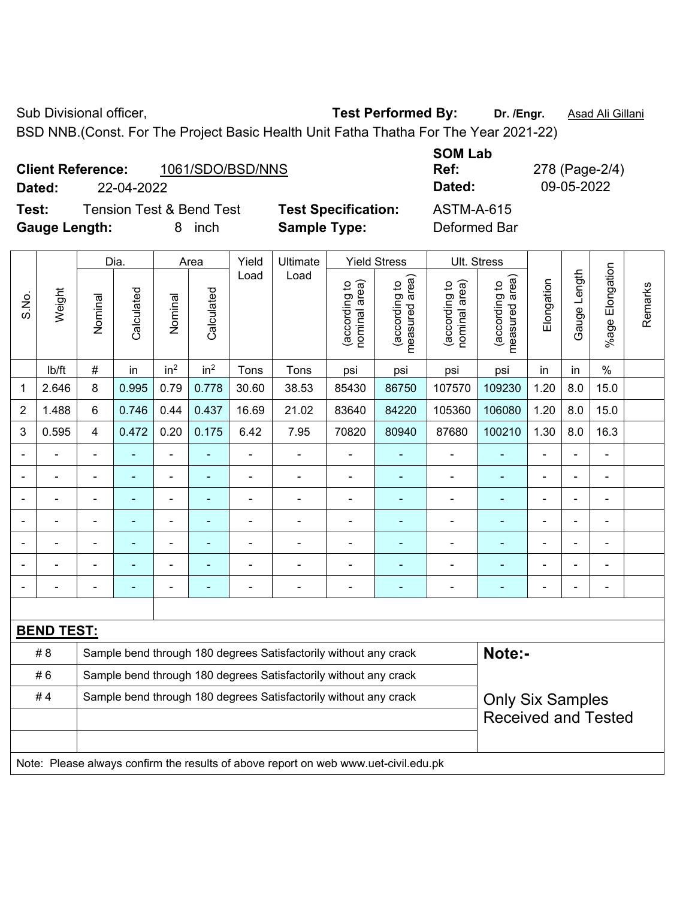Sub Divisional officer, **Test Performed By:** **Dr. /Engr.** Asad Ali Gillani

BSD NNB.(Const. For The Project Basic Health Unit Fatha Thatha For The Year 2021-22)

**Client Reference:** 1061/SDO/BSD/NNS **SOM Lab Ref:** 278 (Page-2/4)

**Dated:** 22-04-2022 **Dated:** 09-05-2022

**Test:** Tension Test & Bend Test **Test Specification:** ASTM-A-615

**Gauge Length:** 8 inch **Sample Type:** Deformed Bar

| S.No. | Weight | Dia. | | Area | | Yield Load | Ultimate Load | Yield Stress | | Ult. Stress | | Elongation | Gauge Length | %age Elongation | Remarks |
|---|---|---|---|---|---|---|---|---|---|---|---|---|---|---|---|
| | | Nominal | Calculated | Nominal | Calculated | | | (according to nominal area) | (according to measured area) | (according to nominal area) | (according to measured area) | | | | |
| | lb/ft | # | in | $in^2$ | $in^2$ | Tons | Tons | psi | psi | psi | psi | in | in | % | |
| 1 | 2.646 | 8 | 0.995 | 0.79 | 0.778 | 30.60 | 38.53 | 85430 | 86750 | 107570 | 109230 | 1.20 | 8.0 | 15.0 | |
| 2 | 1.488 | 6 | 0.746 | 0.44 | 0.437 | 16.69 | 21.02 | 83640 | 84220 | 105360 | 106080 | 1.20 | 8.0 | 15.0 | |
| 3 | 0.595 | 4 | 0.472 | 0.20 | 0.175 | 6.42 | 7.95 | 70820 | 80940 | 87680 | 100210 | 1.30 | 8.0 | 16.3 | |
| - | - | - | - | - | - | - | - | - | - | - | - | - | - | - | |
| - | - | - | - | - | - | - | - | - | - | - | - | - | - | - | |
| - | - | - | - | - | - | - | - | - | - | - | - | - | - | - | |
| - | - | - | - | - | - | - | - | - | - | - | - | - | - | - | |
| - | - | - | - | - | - | - | - | - | - | - | - | - | - | - | |
| - | - | - | - | - | - | - | - | - | - | - | - | - | - | - | |
| - | - | - | - | - | - | - | - | - | - | - | - | - | - | - | |

**BEND TEST:**

| | | |
|---|---|---|
| # 8 | Sample bend through 180 degrees Satisfactorily without any crack | **Note:-** |
| # 6 | Sample bend through 180 degrees Satisfactorily without any crack | |
| # 4 | Sample bend through 180 degrees Satisfactorily without any crack | Only Six Samples Received and Tested |

Note: Please always confirm the results of above report on web www.uet-civil.edu.pk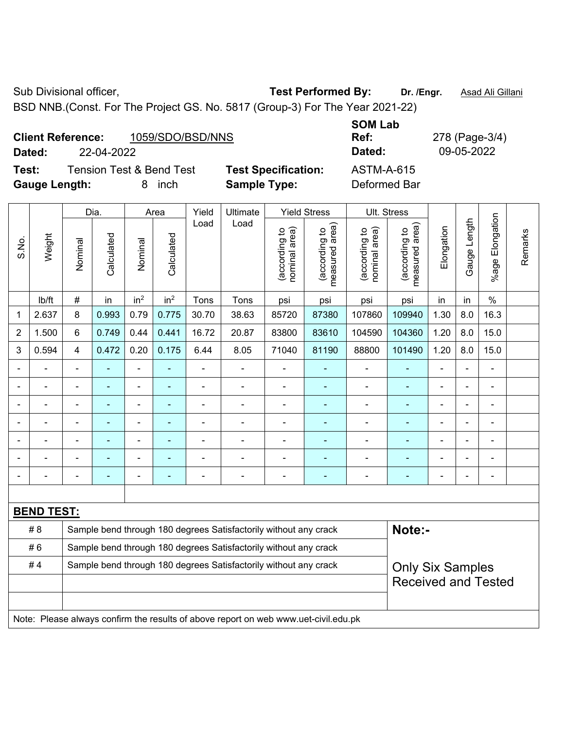Sub Divisional officer,

**Test Performed By:** **Dr. /Engr.** Asad Ali Gillani

BSD NNB.(Const. For The Project GS. No. 5817 (Group-3) For The Year 2021-22)

**Client Reference:** 1059/SDO/BSD/NNS

**Dated:** 22-04-2022

**SOM Lab Ref:** 278 (Page-3/4)

**Dated:** 09-05-2022

**Test:** Tension Test & Bend Test

**Test Specification:** ASTM-A-615

**Gauge Length:** 8 inch

**Sample Type:** Deformed Bar

| S.No. | Weight | Dia. | | Area | | Yield Load | Ultimate Load | Yield Stress | | Ult. Stress | | Elongation | Gauge Length | %age Elongation | Remarks |
|---|---|---|---|---|---|---|---|---|---|---|---|---|---|---|---|
| | | Nominal | Calculated | Nominal | Calculated | | | (according to nominal area) | (according to measured area) | (according to nominal area) | (according to measured area) | | | | |
| | lb/ft | # | in | $in^2$ | $in^2$ | Tons | Tons | psi | psi | psi | psi | in | in | % | |
| 1 | 2.637 | 8 | 0.993 | 0.79 | 0.775 | 30.70 | 38.63 | 85720 | 87380 | 107860 | 109940 | 1.30 | 8.0 | 16.3 | |
| 2 | 1.500 | 6 | 0.749 | 0.44 | 0.441 | 16.72 | 20.87 | 83800 | 83610 | 104590 | 104360 | 1.20 | 8.0 | 15.0 | |
| 3 | 0.594 | 4 | 0.472 | 0.20 | 0.175 | 6.44 | 8.05 | 71040 | 81190 | 88800 | 101490 | 1.20 | 8.0 | 15.0 | |
| - | - | - | - | - | - | - | - | - | - | - | - | - | - | - | |
| - | - | - | - | - | - | - | - | - | - | - | - | - | - | - | |
| - | - | - | - | - | - | - | - | - | - | - | - | - | - | - | |
| - | - | - | - | - | - | - | - | - | - | - | - | - | - | - | |
| - | - | - | - | - | - | - | - | - | - | - | - | - | - | - | |
| - | - | - | - | - | - | - | - | - | - | - | - | - | - | - | |
| - | - | - | - | - | - | - | - | - | - | - | - | - | - | - | |

**BEND TEST:**

| | | |
|---|---|---|
| # 8 | Sample bend through 180 degrees Satisfactorily without any crack | **Note:-** |
| # 6 | Sample bend through 180 degrees Satisfactorily without any crack | |
| # 4 | Sample bend through 180 degrees Satisfactorily without any crack | Only Six Samples Received and Tested |

Note: Please always confirm the results of above report on web www.uet-civil.edu.pk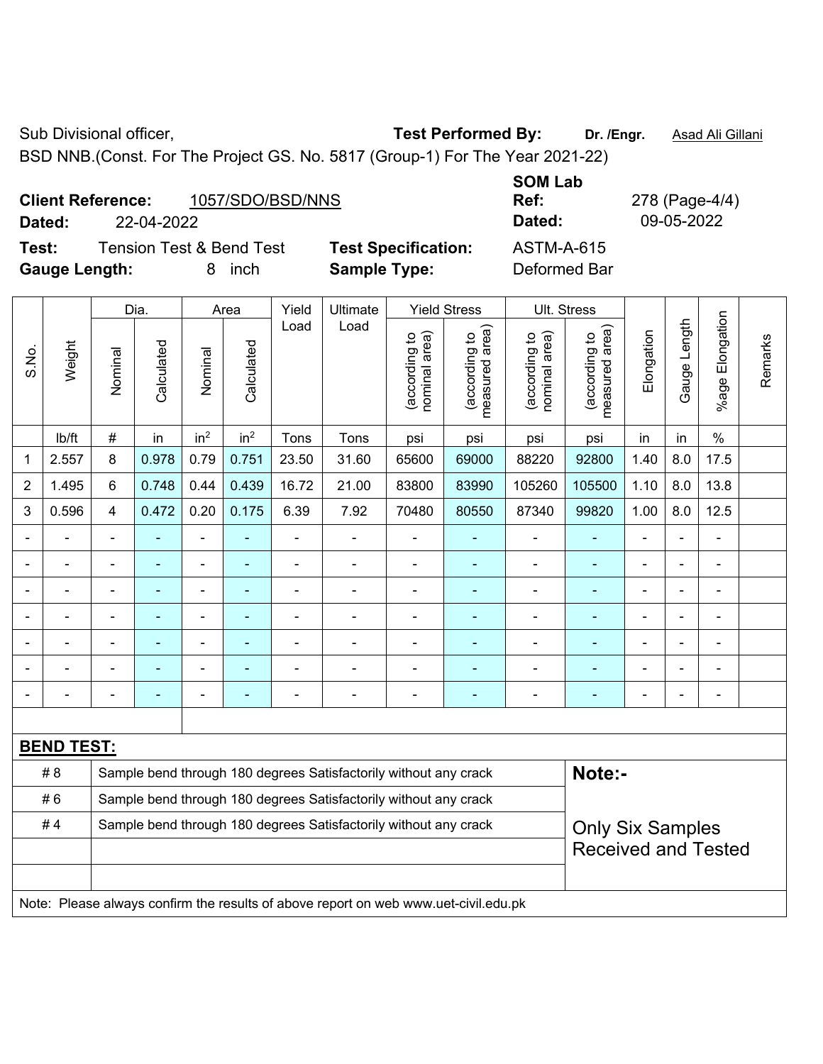Sub Divisional officer, **Test Performed By:** **Dr. /Engr.** Asad Ali Gillani

BSD NNB.(Const. For The Project GS. No. 5817 (Group-1) For The Year 2021-22)

**Client Reference:** 1057/SDO/BSD/NNS **SOM Lab Ref:** 278 (Page-4/4)

**Dated:** 22-04-2022 **Dated:** 09-05-2022

**Test:** Tension Test & Bend Test **Test Specification:** ASTM-A-615

**Gauge Length:** 8 inch **Sample Type:** Deformed Bar

| S.No. | Weight | Dia. | | Area | | Yield Load | Ultimate Load | Yield Stress | | Ult. Stress | | Elongation | Gauge Length | %age Elongation | Remarks |
|---|---|---|---|---|---|---|---|---|---|---|---|---|---|---|---|
| | | Nominal | Calculated | Nominal | Calculated | | | (according to nominal area) | (according to measured area) | (according to nominal area) | (according to measured area) | | | | |
| | lb/ft | # | in | in$^2$ | in$^2$ | Tons | Tons | psi | psi | psi | psi | in | in | % | |
| 1 | 2.557 | 8 | 0.978 | 0.79 | 0.751 | 23.50 | 31.60 | 65600 | 69000 | 88220 | 92800 | 1.40 | 8.0 | 17.5 | |
| 2 | 1.495 | 6 | 0.748 | 0.44 | 0.439 | 16.72 | 21.00 | 83800 | 83990 | 105260 | 105500 | 1.10 | 8.0 | 13.8 | |
| 3 | 0.596 | 4 | 0.472 | 0.20 | 0.175 | 6.39 | 7.92 | 70480 | 80550 | 87340 | 99820 | 1.00 | 8.0 | 12.5 | |
| - | - | - | - | - | - | - | - | - | - | - | - | - | - | - | |
| - | - | - | - | - | - | - | - | - | - | - | - | - | - | - | |
| - | - | - | - | - | - | - | - | - | - | - | - | - | - | - | |
| - | - | - | - | - | - | - | - | - | - | - | - | - | - | - | |
| - | - | - | - | - | - | - | - | - | - | - | - | - | - | - | |
| - | - | - | - | - | - | - | - | - | - | - | - | - | - | - | |
| - | - | - | - | - | - | - | - | - | - | - | - | - | - | - | |

**BEND TEST:**

| | | |
|---|---|---|
| # 8 | Sample bend through 180 degrees Satisfactorily without any crack | **Note:-** |
| # 6 | Sample bend through 180 degrees Satisfactorily without any crack | |
| # 4 | Sample bend through 180 degrees Satisfactorily without any crack | Only Six Samples Received and Tested |
| | | |
| | | |

Note: Please always confirm the results of above report on web www.uet-civil.edu.pk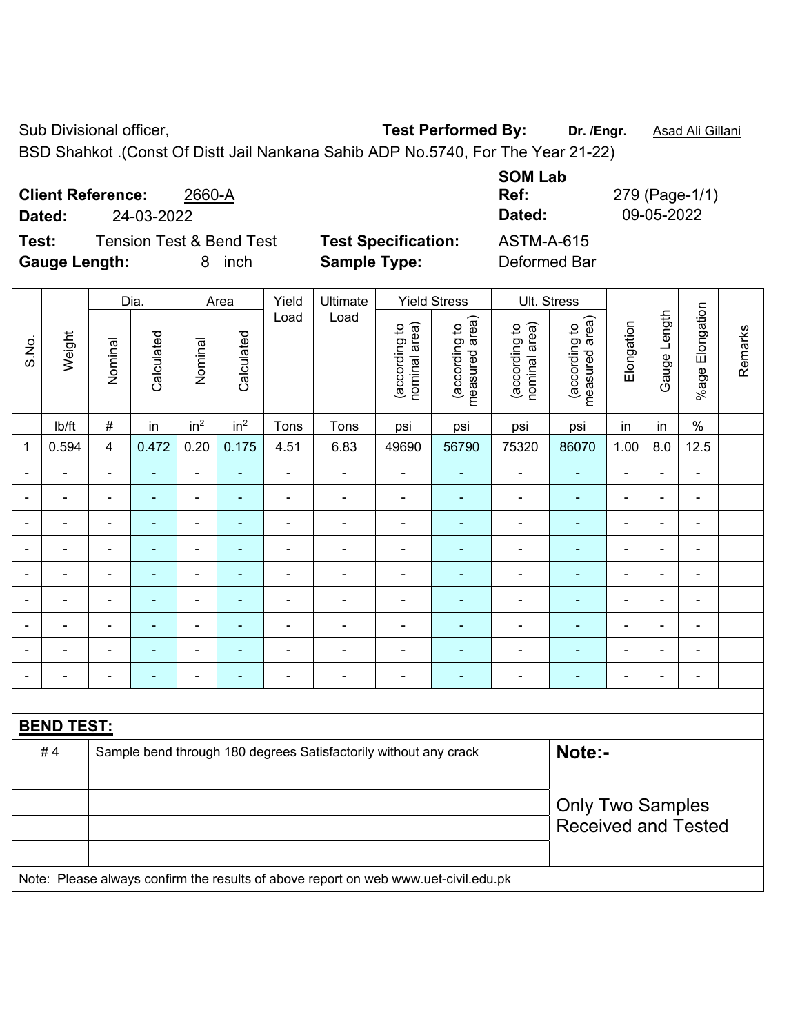Sub Divisional officer, **Test Performed By:** **Dr. /Engr.** Asad Ali Gillani

BSD Shahkot .(Const Of Distt Jail Nankana Sahib ADP No.5740, For The Year 21-22)

**Client Reference:** 2660-A **SOM Lab Ref:** 279 (Page-1/1)

**Dated:** 24-03-2022 **Dated:** 09-05-2022

**Test:** Tension Test & Bend Test **Test Specification:** ASTM-A-615

**Gauge Length:** 8 inch **Sample Type:** Deformed Bar

| S.No. | Weight | Dia. | | Area | | Yield Load | Ultimate Load | Yield Stress | | Ult. Stress | | Elongation | Gauge Length | %age Elongation | Remarks |
|---|---|---|---|---|---|---|---|---|---|---|---|---|---|---|---|
| | | Nominal | Calculated | Nominal | Calculated | | | (according to nominal area) | (according to measured area) | (according to nominal area) | (according to measured area) | | | | |
| | lb/ft | # | in | in$^2$ | in$^2$ | Tons | Tons | psi | psi | psi | psi | in | in | % | |
| 1 | 0.594 | 4 | 0.472 | 0.20 | 0.175 | 4.51 | 6.83 | 49690 | 56790 | 75320 | 86070 | 1.00 | 8.0 | 12.5 | |
| - | - | - | - | - | - | - | - | - | - | - | - | - | - | - | |
| - | - | - | - | - | - | - | - | - | - | - | - | - | - | - | |
| - | - | - | - | - | - | - | - | - | - | - | - | - | - | - | |
| - | - | - | - | - | - | - | - | - | - | - | - | - | - | - | |
| - | - | - | - | - | - | - | - | - | - | - | - | - | - | - | |
| - | - | - | - | - | - | - | - | - | - | - | - | - | - | - | |
| - | - | - | - | - | - | - | - | - | - | - | - | - | - | - | |
| - | - | - | - | - | - | - | - | - | - | - | - | - | - | - | |
| - | - | - | - | - | - | - | - | - | - | - | - | - | - | - | |

**BEND TEST:**

| | | |
|---|---|---|
| # 4 | Sample bend through 180 degrees Satisfactorily without any crack | **Note:-** |
| | | Only Two Samples Received and Tested |

Note: Please always confirm the results of above report on web www.uet-civil.edu.pk